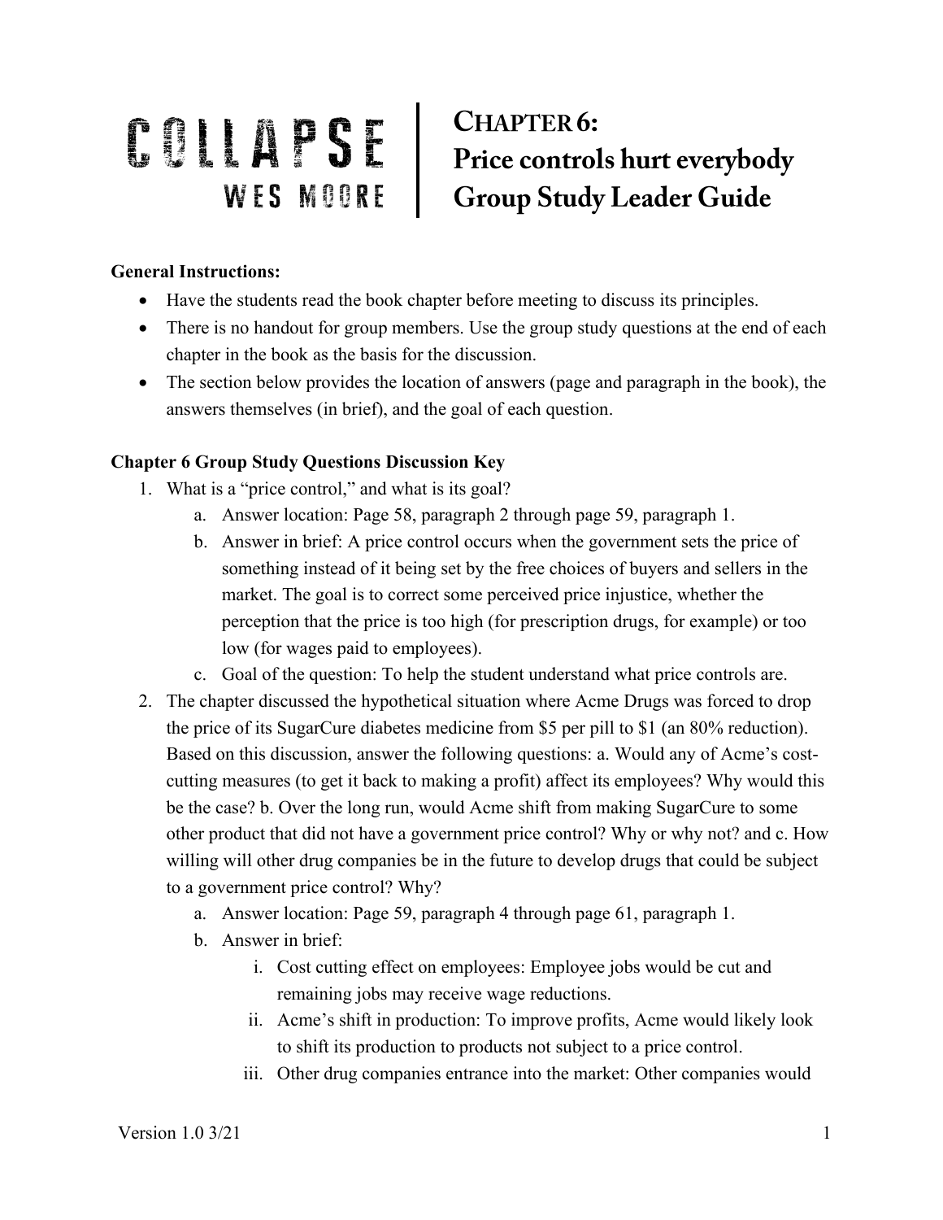# COLLAPSE
## WES MOORE

# Chapter 6: Price controls hurt everybody Group Study Leader Guide

**General Instructions:**

- Have the students read the book chapter before meeting to discuss its principles.
- There is no handout for group members. Use the group study questions at the end of each chapter in the book as the basis for the discussion.
- The section below provides the location of answers (page and paragraph in the book), the answers themselves (in brief), and the goal of each question.

**Chapter 6 Group Study Questions Discussion Key**

1. What is a "price control," and what is its goal?
    a. Answer location: Page 58, paragraph 2 through page 59, paragraph 1.
    b. Answer in brief: A price control occurs when the government sets the price of something instead of it being set by the free choices of buyers and sellers in the market. The goal is to correct some perceived price injustice, whether the perception that the price is too high (for prescription drugs, for example) or too low (for wages paid to employees).
    c. Goal of the question: To help the student understand what price controls are.
2. The chapter discussed the hypothetical situation where Acme Drugs was forced to drop the price of its SugarCure diabetes medicine from $5 per pill to $1 (an 80% reduction). Based on this discussion, answer the following questions: a. Would any of Acme's cost-cutting measures (to get it back to making a profit) affect its employees? Why would this be the case? b. Over the long run, would Acme shift from making SugarCure to some other product that did not have a government price control? Why or why not? and c. How willing will other drug companies be in the future to develop drugs that could be subject to a government price control? Why?
    a. Answer location: Page 59, paragraph 4 through page 61, paragraph 1.
    b. Answer in brief:
        i. Cost cutting effect on employees: Employee jobs would be cut and remaining jobs may receive wage reductions.
        ii. Acme's shift in production: To improve profits, Acme would likely look to shift its production to products not subject to a price control.
        iii. Other drug companies entrance into the market: Other companies would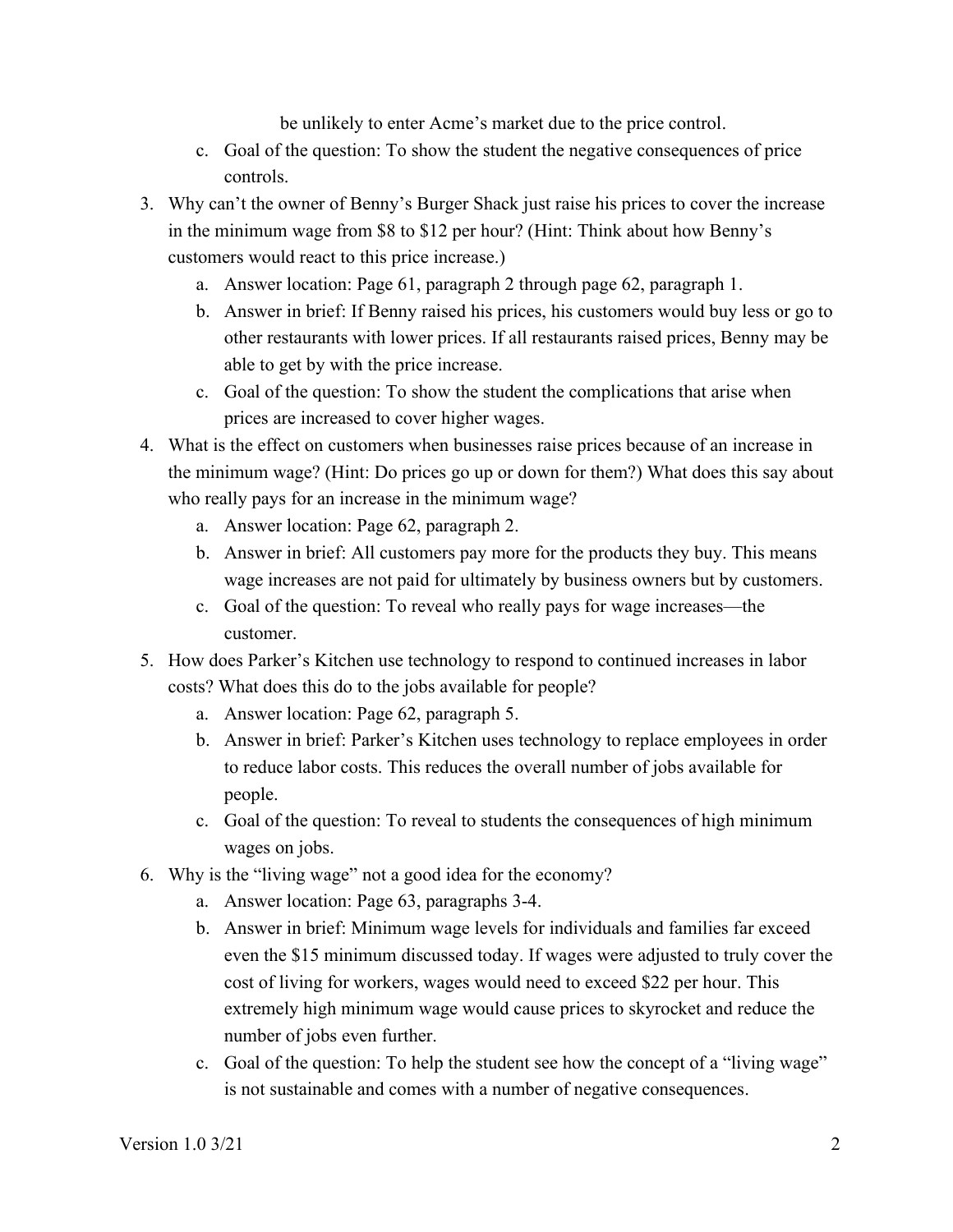be unlikely to enter Acme's market due to the price control.

   c. Goal of the question: To show the student the negative consequences of price controls.

3. Why can't the owner of Benny's Burger Shack just raise his prices to cover the increase in the minimum wage from $8 to $12 per hour? (Hint: Think about how Benny's customers would react to this price increase.)
   a. Answer location: Page 61, paragraph 2 through page 62, paragraph 1.
   b. Answer in brief: If Benny raised his prices, his customers would buy less or go to other restaurants with lower prices. If all restaurants raised prices, Benny may be able to get by with the price increase.
   c. Goal of the question: To show the student the complications that arise when prices are increased to cover higher wages.
4. What is the effect on customers when businesses raise prices because of an increase in the minimum wage? (Hint: Do prices go up or down for them?) What does this say about who really pays for an increase in the minimum wage?
   a. Answer location: Page 62, paragraph 2.
   b. Answer in brief: All customers pay more for the products they buy. This means wage increases are not paid for ultimately by business owners but by customers.
   c. Goal of the question: To reveal who really pays for wage increases—the customer.
5. How does Parker's Kitchen use technology to respond to continued increases in labor costs? What does this do to the jobs available for people?
   a. Answer location: Page 62, paragraph 5.
   b. Answer in brief: Parker's Kitchen uses technology to replace employees in order to reduce labor costs. This reduces the overall number of jobs available for people.
   c. Goal of the question: To reveal to students the consequences of high minimum wages on jobs.
6. Why is the "living wage" not a good idea for the economy?
   a. Answer location: Page 63, paragraphs 3-4.
   b. Answer in brief: Minimum wage levels for individuals and families far exceed even the $15 minimum discussed today. If wages were adjusted to truly cover the cost of living for workers, wages would need to exceed $22 per hour. This extremely high minimum wage would cause prices to skyrocket and reduce the number of jobs even further.
   c. Goal of the question: To help the student see how the concept of a "living wage" is not sustainable and comes with a number of negative consequences.

Version 1.0 3/21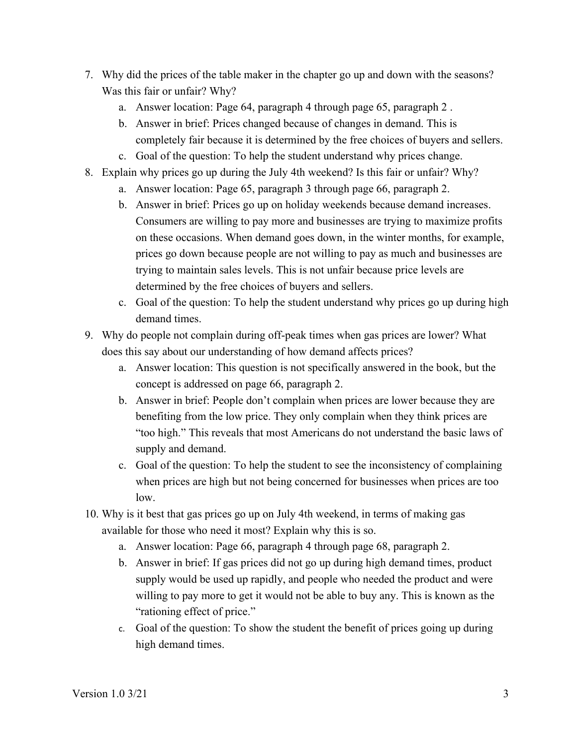7. Why did the prices of the table maker in the chapter go up and down with the seasons? Was this fair or unfair? Why?
    a. Answer location: Page 64, paragraph 4 through page 65, paragraph 2 .
    b. Answer in brief: Prices changed because of changes in demand. This is completely fair because it is determined by the free choices of buyers and sellers.
    c. Goal of the question: To help the student understand why prices change.
8. Explain why prices go up during the July 4th weekend? Is this fair or unfair? Why?
    a. Answer location: Page 65, paragraph 3 through page 66, paragraph 2.
    b. Answer in brief: Prices go up on holiday weekends because demand increases. Consumers are willing to pay more and businesses are trying to maximize profits on these occasions. When demand goes down, in the winter months, for example, prices go down because people are not willing to pay as much and businesses are trying to maintain sales levels. This is not unfair because price levels are determined by the free choices of buyers and sellers.
    c. Goal of the question: To help the student understand why prices go up during high demand times.
9. Why do people not complain during off-peak times when gas prices are lower? What does this say about our understanding of how demand affects prices?
    a. Answer location: This question is not specifically answered in the book, but the concept is addressed on page 66, paragraph 2.
    b. Answer in brief: People don't complain when prices are lower because they are benefiting from the low price. They only complain when they think prices are "too high." This reveals that most Americans do not understand the basic laws of supply and demand.
    c. Goal of the question: To help the student to see the inconsistency of complaining when prices are high but not being concerned for businesses when prices are too low.
10. Why is it best that gas prices go up on July 4th weekend, in terms of making gas available for those who need it most? Explain why this is so.
    a. Answer location: Page 66, paragraph 4 through page 68, paragraph 2.
    b. Answer in brief: If gas prices did not go up during high demand times, product supply would be used up rapidly, and people who needed the product and were willing to pay more to get it would not be able to buy any. This is known as the "rationing effect of price."
    c. Goal of the question: To show the student the benefit of prices going up during high demand times.